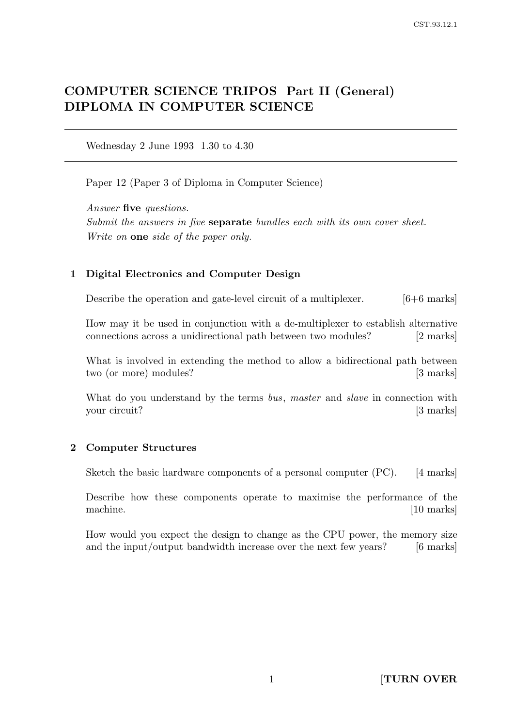# COMPUTER SCIENCE TRIPOS Part II (General) DIPLOMA IN COMPUTER SCIENCE

---

Wednesday 2 June 1993 1.30 to 4.30

---

Paper 12 (Paper 3 of Diploma in Computer Science)

*Answer* **five** *questions.*
*Submit the answers in five* **separate** *bundles each with its own cover sheet.*
*Write on* **one** *side of the paper only.*

## 1 Digital Electronics and Computer Design

Describe the operation and gate-level circuit of a multiplexer. [6+6 marks]

How may it be used in conjunction with a de-multiplexer to establish alternative connections across a unidirectional path between two modules? [2 marks]

What is involved in extending the method to allow a bidirectional path between two (or more) modules? [3 marks]

What do you understand by the terms *bus*, *master* and *slave* in connection with your circuit? [3 marks]

## 2 Computer Structures

Sketch the basic hardware components of a personal computer (PC). [4 marks]

Describe how these components operate to maximise the performance of the machine. [10 marks]

How would you expect the design to change as the CPU power, the memory size and the input/output bandwidth increase over the next few years? [6 marks]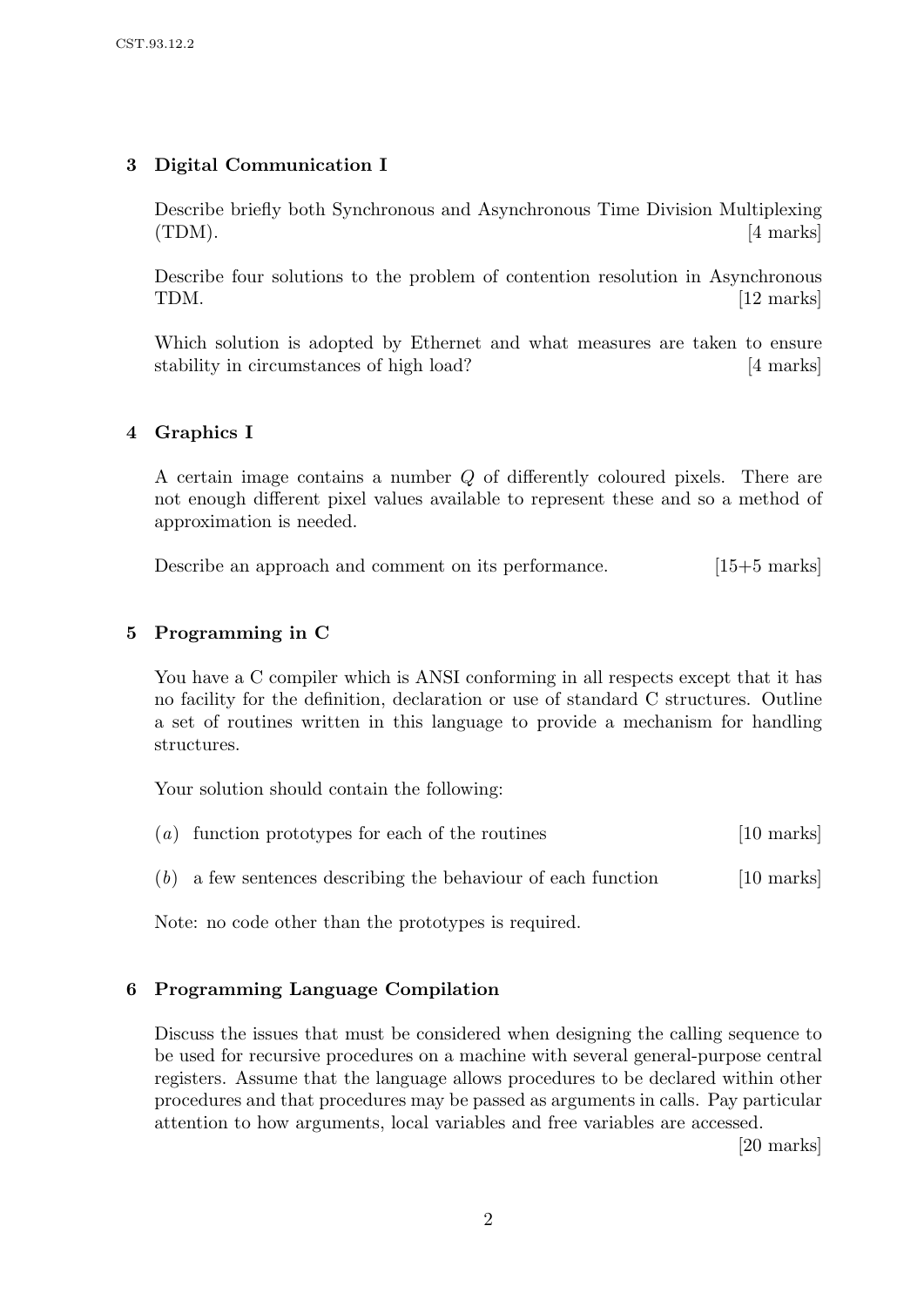## 3 Digital Communication I

Describe briefly both Synchronous and Asynchronous Time Division Multiplexing (TDM). [4 marks]

Describe four solutions to the problem of contention resolution in Asynchronous TDM. [12 marks]

Which solution is adopted by Ethernet and what measures are taken to ensure stability in circumstances of high load? [4 marks]

## 4 Graphics I

A certain image contains a number $Q$ of differently coloured pixels. There are not enough different pixel values available to represent these and so a method of approximation is needed.

Describe an approach and comment on its performance. [15+5 marks]

## 5 Programming in C

You have a C compiler which is ANSI conforming in all respects except that it has no facility for the definition, declaration or use of standard C structures. Outline a set of routines written in this language to provide a mechanism for handling structures.

Your solution should contain the following:

(*a*) function prototypes for each of the routines [10 marks]

(*b*) a few sentences describing the behaviour of each function [10 marks]

Note: no code other than the prototypes is required.

## 6 Programming Language Compilation

Discuss the issues that must be considered when designing the calling sequence to be used for recursive procedures on a machine with several general-purpose central registers. Assume that the language allows procedures to be declared within other procedures and that procedures may be passed as arguments in calls. Pay particular attention to how arguments, local variables and free variables are accessed.

[20 marks]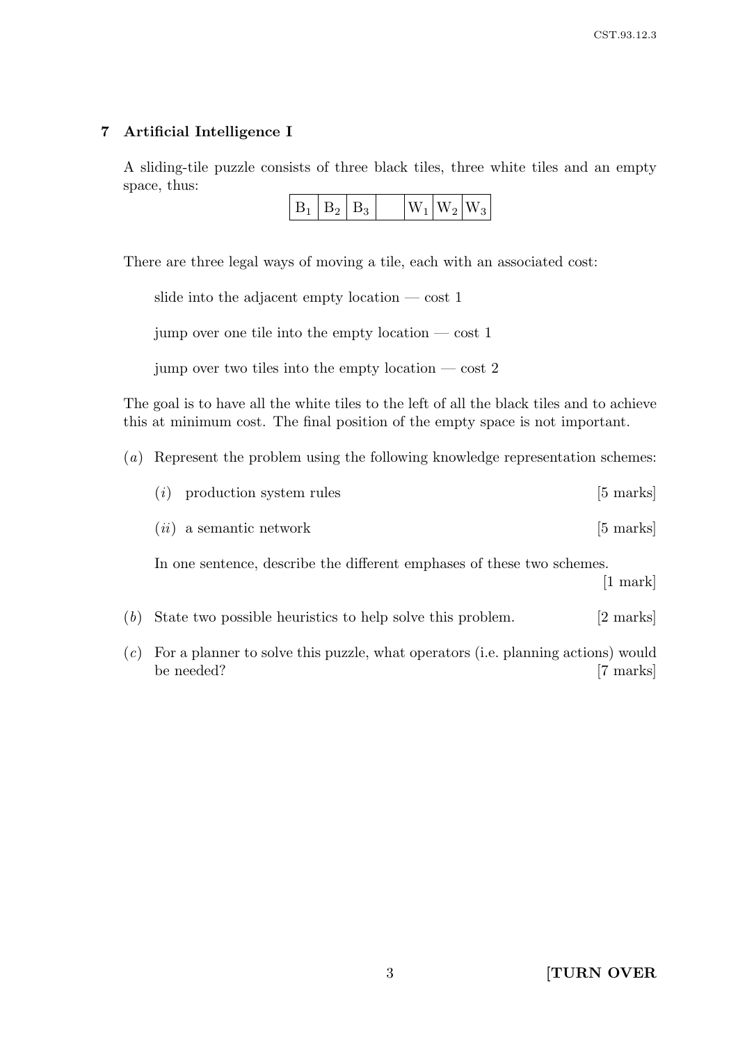## 7 Artificial Intelligence I

A sliding-tile puzzle consists of three black tiles, three white tiles and an empty space, thus:

| $B_1$ | $B_2$ | $B_3$ | | $W_1$ | $W_2$ | $W_3$ |
|---|---|---|---|---|---|---|

There are three legal ways of moving a tile, each with an associated cost:

slide into the adjacent empty location — cost 1

jump over one tile into the empty location — cost 1

jump over two tiles into the empty location — cost 2

The goal is to have all the white tiles to the left of all the black tiles and to achieve this at minimum cost. The final position of the empty space is not important.

(*a*) Represent the problem using the following knowledge representation schemes:

(*i*) production system rules [5 marks]

(*ii*) a semantic network [5 marks]

In one sentence, describe the different emphases of these two schemes. [1 mark]

(*b*) State two possible heuristics to help solve this problem. [2 marks]

(*c*) For a planner to solve this puzzle, what operators (i.e. planning actions) would be needed? [7 marks]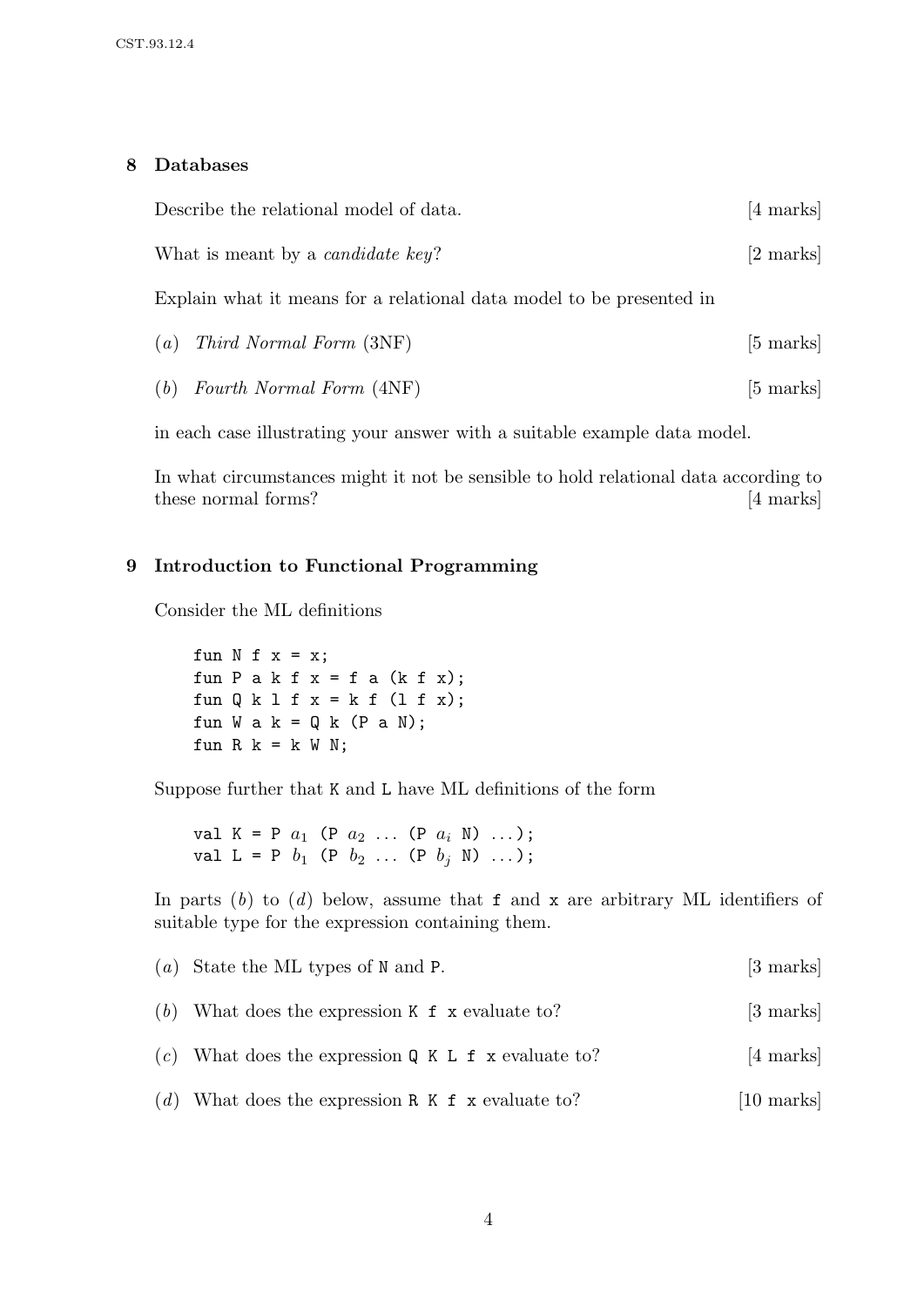## 8 Databases

Describe the relational model of data. [4 marks]

What is meant by a *candidate key*? [2 marks]

Explain what it means for a relational data model to be presented in

(*a*) *Third Normal Form* (3NF) [5 marks]

(*b*) *Fourth Normal Form* (4NF) [5 marks]

in each case illustrating your answer with a suitable example data model.

In what circumstances might it not be sensible to hold relational data according to these normal forms? [4 marks]

## 9 Introduction to Functional Programming

Consider the ML definitions

```
fun N f x = x;
fun P a k f x = f a (k f x);
fun Q k l f x = k f (l f x);
fun W a k = Q k (P a N);
fun R k = k W N;
```

Suppose further that K and L have ML definitions of the form

```
val K = P a1 (P a2 ... (P ai N) ...);
val L = P b1 (P b2 ... (P bj N) ...);
```

In parts (*b*) to (*d*) below, assume that `f` and `x` are arbitrary ML identifiers of suitable type for the expression containing them.

(*a*) State the ML types of `N` and `P`. [3 marks]

(*b*) What does the expression `K f x` evaluate to? [3 marks]

(*c*) What does the expression `Q K L f x` evaluate to? [4 marks]

(*d*) What does the expression `R K f x` evaluate to? [10 marks]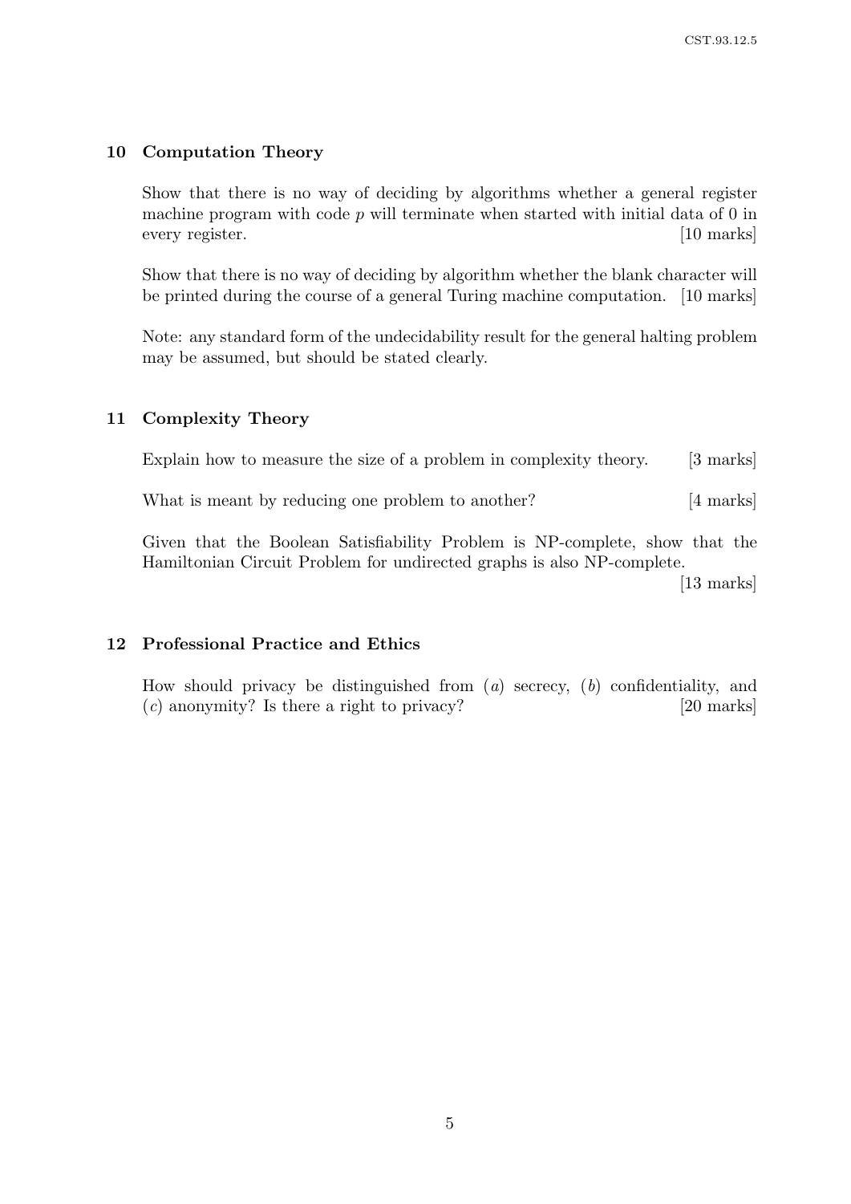## 10 Computation Theory

Show that there is no way of deciding by algorithms whether a general register machine program with code $p$ will terminate when started with initial data of 0 in every register. [10 marks]

Show that there is no way of deciding by algorithm whether the blank character will be printed during the course of a general Turing machine computation. [10 marks]

Note: any standard form of the undecidability result for the general halting problem may be assumed, but should be stated clearly.

## 11 Complexity Theory

Explain how to measure the size of a problem in complexity theory. [3 marks]

What is meant by reducing one problem to another? [4 marks]

Given that the Boolean Satisfiability Problem is NP-complete, show that the Hamiltonian Circuit Problem for undirected graphs is also NP-complete. [13 marks]

## 12 Professional Practice and Ethics

How should privacy be distinguished from (*a*) secrecy, (*b*) confidentiality, and (*c*) anonymity? Is there a right to privacy? [20 marks]